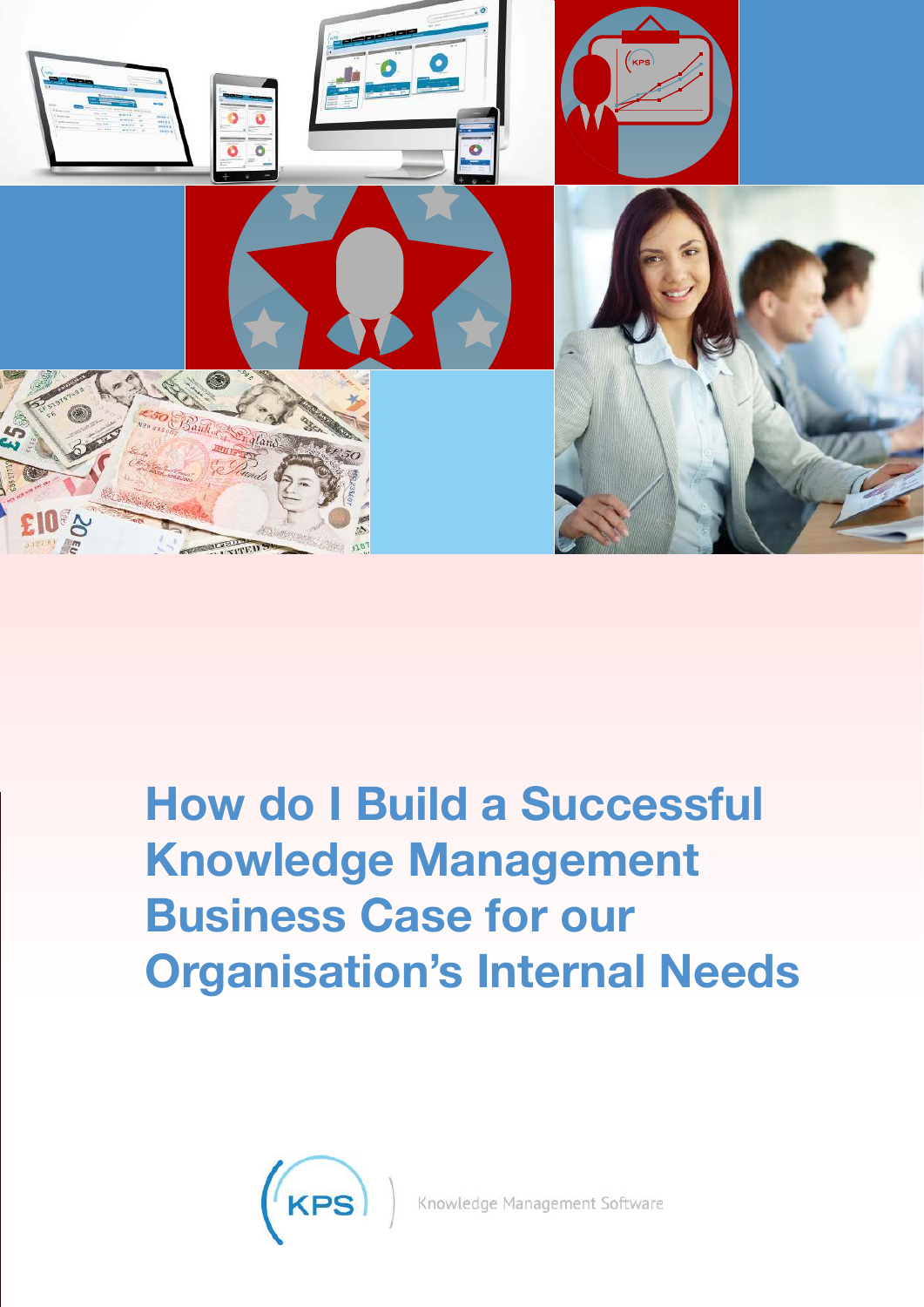# How do I Build a Successful Knowledge Management Business Case for our Organisation's Internal Needs

KPS

Knowledge Management Software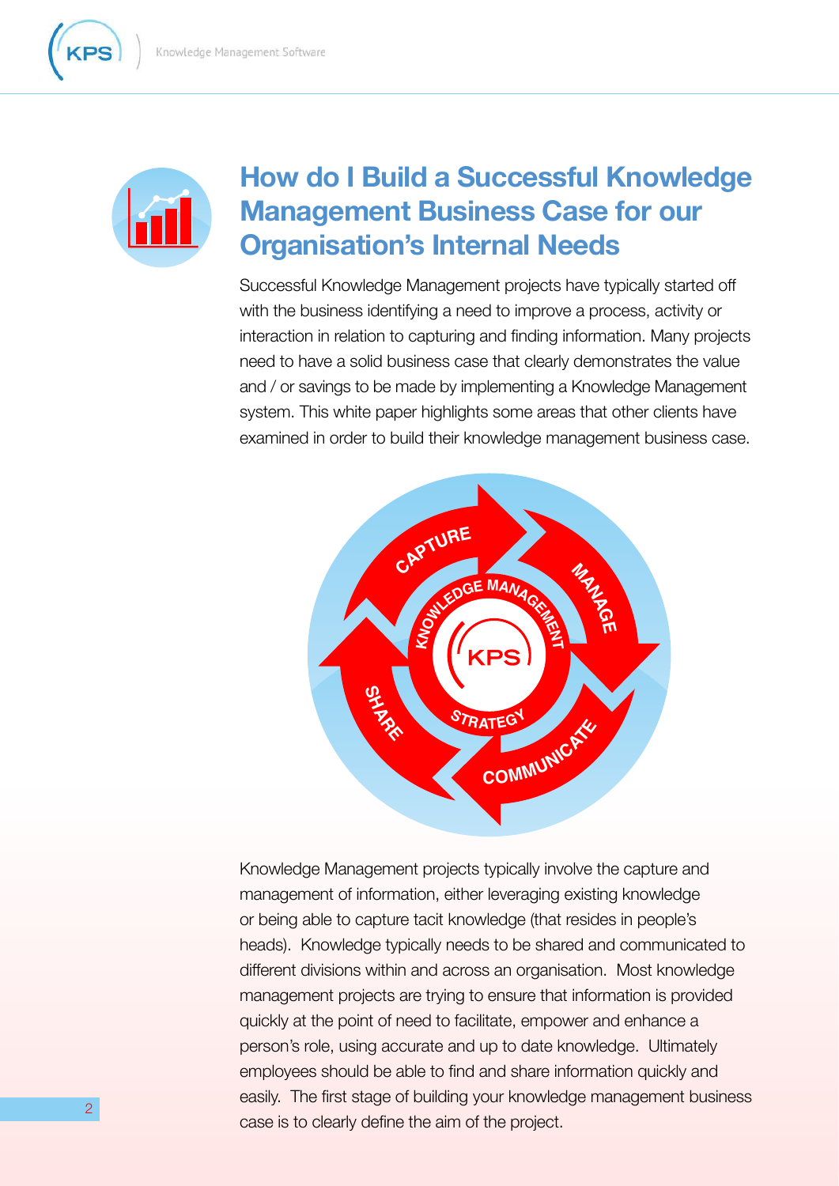# How do I Build a Successful Knowledge Management Business Case for our Organisation's Internal Needs

Successful Knowledge Management projects have typically started off with the business identifying a need to improve a process, activity or interaction in relation to capturing and finding information. Many projects need to have a solid business case that clearly demonstrates the value and / or savings to be made by implementing a Knowledge Management system. This white paper highlights some areas that other clients have examined in order to build their knowledge management business case.

Knowledge Management projects typically involve the capture and management of information, either leveraging existing knowledge or being able to capture tacit knowledge (that resides in people's heads). Knowledge typically needs to be shared and communicated to different divisions within and across an organisation. Most knowledge management projects are trying to ensure that information is provided quickly at the point of need to facilitate, empower and enhance a person's role, using accurate and up to date knowledge. Ultimately employees should be able to find and share information quickly and easily. The first stage of building your knowledge management business case is to clearly define the aim of the project.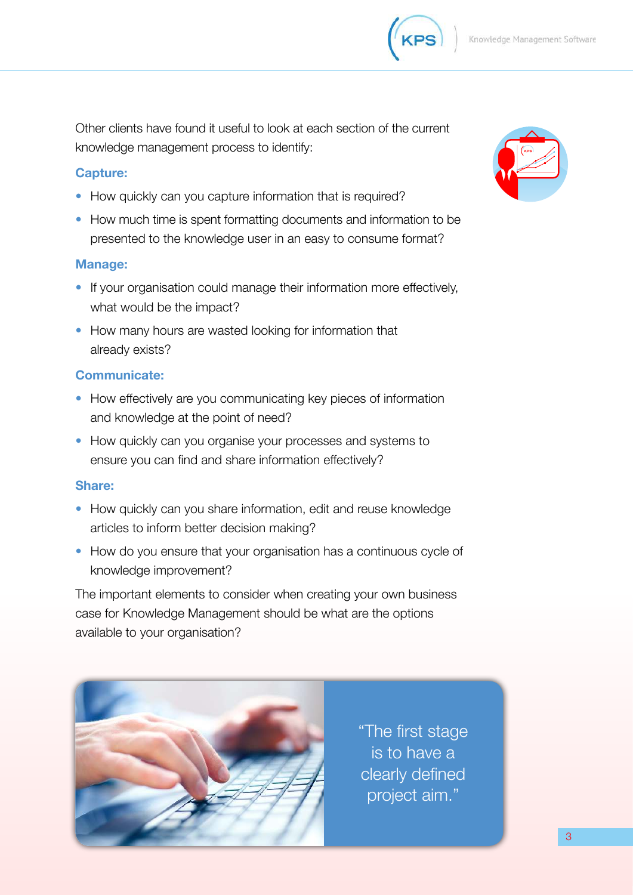Other clients have found it useful to look at each section of the current knowledge management process to identify:

### Capture:

- How quickly can you capture information that is required?
- How much time is spent formatting documents and information to be presented to the knowledge user in an easy to consume format?

### Manage:

- If your organisation could manage their information more effectively, what would be the impact?
- How many hours are wasted looking for information that already exists?

### Communicate:

- How effectively are you communicating key pieces of information and knowledge at the point of need?
- How quickly can you organise your processes and systems to ensure you can find and share information effectively?

### Share:

- How quickly can you share information, edit and reuse knowledge articles to inform better decision making?
- How do you ensure that your organisation has a continuous cycle of knowledge improvement?

The important elements to consider when creating your own business case for Knowledge Management should be what are the options available to your organisation?

> "The first stage is to have a clearly defined project aim."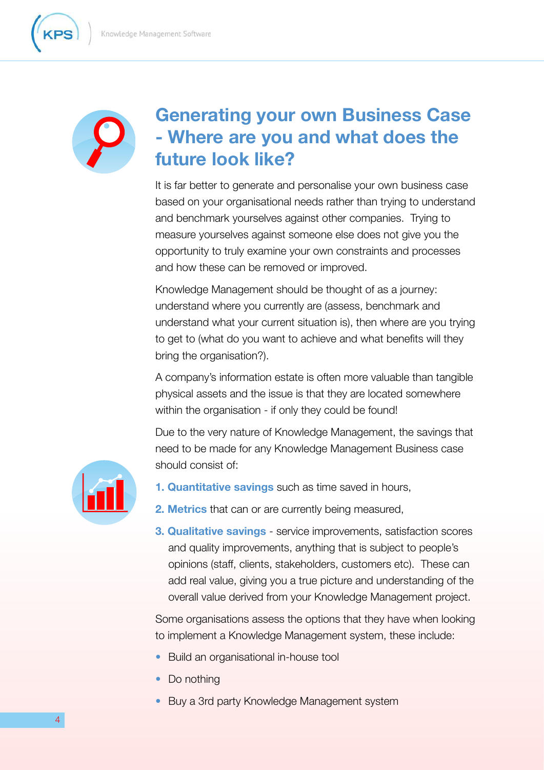# Generating your own Business Case - Where are you and what does the future look like?

It is far better to generate and personalise your own business case based on your organisational needs rather than trying to understand and benchmark yourselves against other companies. Trying to measure yourselves against someone else does not give you the opportunity to truly examine your own constraints and processes and how these can be removed or improved.

Knowledge Management should be thought of as a journey: understand where you currently are (assess, benchmark and understand what your current situation is), then where are you trying to get to (what do you want to achieve and what benefits will they bring the organisation?).

A company's information estate is often more valuable than tangible physical assets and the issue is that they are located somewhere within the organisation - if only they could be found!

Due to the very nature of Knowledge Management, the savings that need to be made for any Knowledge Management Business case should consist of:

1. **Quantitative savings** such as time saved in hours,
2. **Metrics** that can or are currently being measured,
3. **Qualitative savings** - service improvements, satisfaction scores and quality improvements, anything that is subject to people's opinions (staff, clients, stakeholders, customers etc). These can add real value, giving you a true picture and understanding of the overall value derived from your Knowledge Management project.

Some organisations assess the options that they have when looking to implement a Knowledge Management system, these include:

- Build an organisational in-house tool
- Do nothing
- Buy a 3rd party Knowledge Management system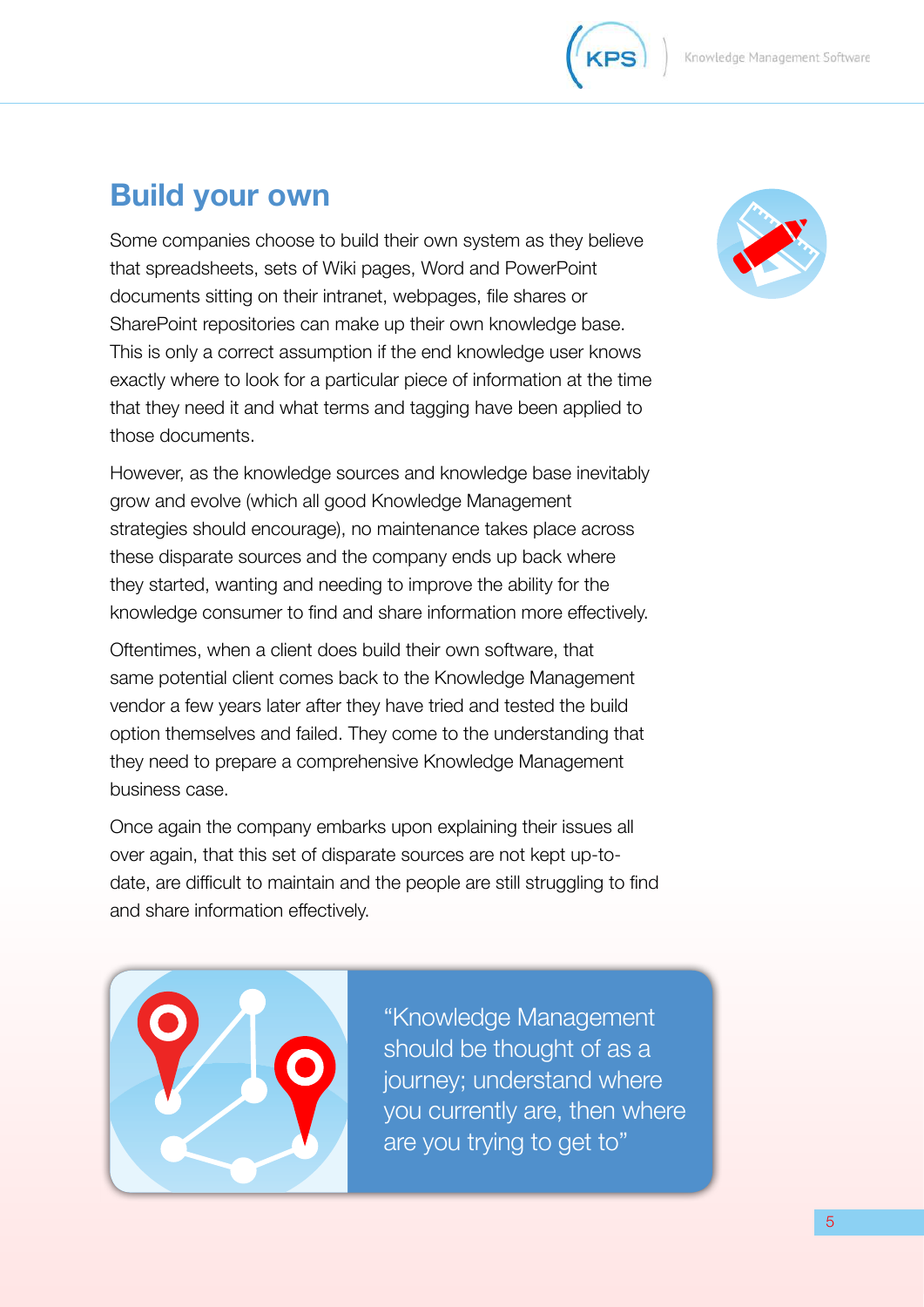## Build your own

Some companies choose to build their own system as they believe that spreadsheets, sets of Wiki pages, Word and PowerPoint documents sitting on their intranet, webpages, file shares or SharePoint repositories can make up their own knowledge base. This is only a correct assumption if the end knowledge user knows exactly where to look for a particular piece of information at the time that they need it and what terms and tagging have been applied to those documents.

However, as the knowledge sources and knowledge base inevitably grow and evolve (which all good Knowledge Management strategies should encourage), no maintenance takes place across these disparate sources and the company ends up back where they started, wanting and needing to improve the ability for the knowledge consumer to find and share information more effectively.

Oftentimes, when a client does build their own software, that same potential client comes back to the Knowledge Management vendor a few years later after they have tried and tested the build option themselves and failed. They come to the understanding that they need to prepare a comprehensive Knowledge Management business case.

Once again the company embarks upon explaining their issues all over again, that this set of disparate sources are not kept up-to-date, are difficult to maintain and the people are still struggling to find and share information effectively.

> "Knowledge Management should be thought of as a journey; understand where you currently are, then where are you trying to get to"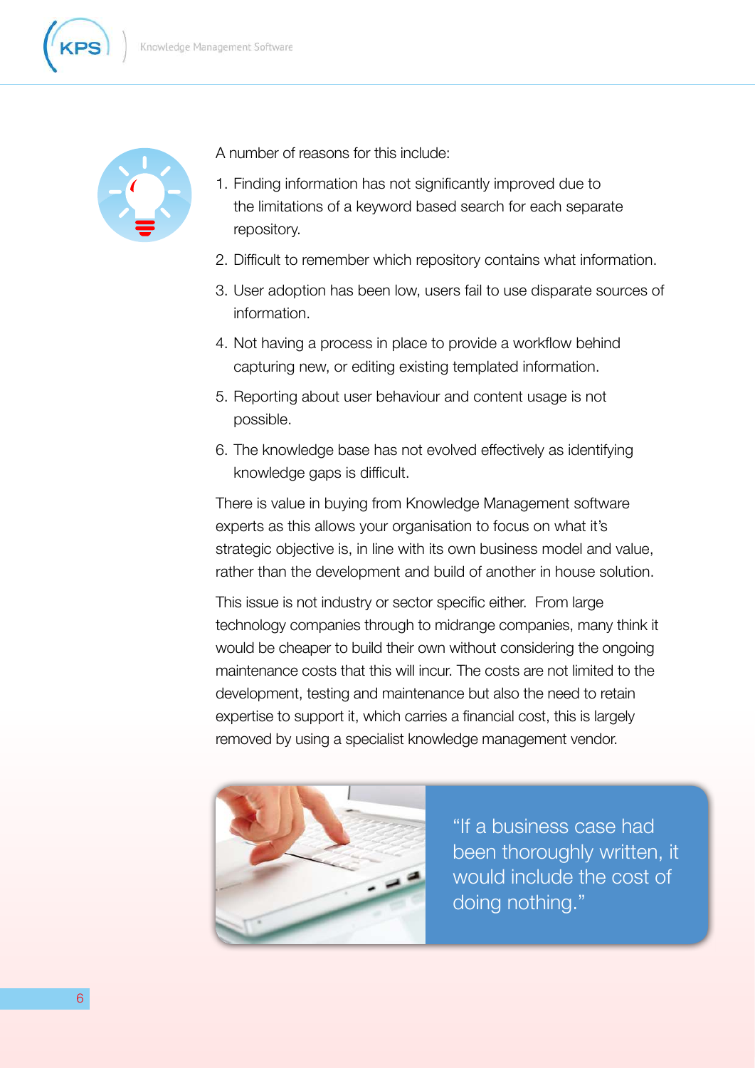A number of reasons for this include:

1. Finding information has not significantly improved due to the limitations of a keyword based search for each separate repository.
2. Difficult to remember which repository contains what information.
3. User adoption has been low, users fail to use disparate sources of information.
4. Not having a process in place to provide a workflow behind capturing new, or editing existing templated information.
5. Reporting about user behaviour and content usage is not possible.
6. The knowledge base has not evolved effectively as identifying knowledge gaps is difficult.

There is value in buying from Knowledge Management software experts as this allows your organisation to focus on what it's strategic objective is, in line with its own business model and value, rather than the development and build of another in house solution.

This issue is not industry or sector specific either. From large technology companies through to midrange companies, many think it would be cheaper to build their own without considering the ongoing maintenance costs that this will incur. The costs are not limited to the development, testing and maintenance but also the need to retain expertise to support it, which carries a financial cost, this is largely removed by using a specialist knowledge management vendor.

> "If a business case had been thoroughly written, it would include the cost of doing nothing."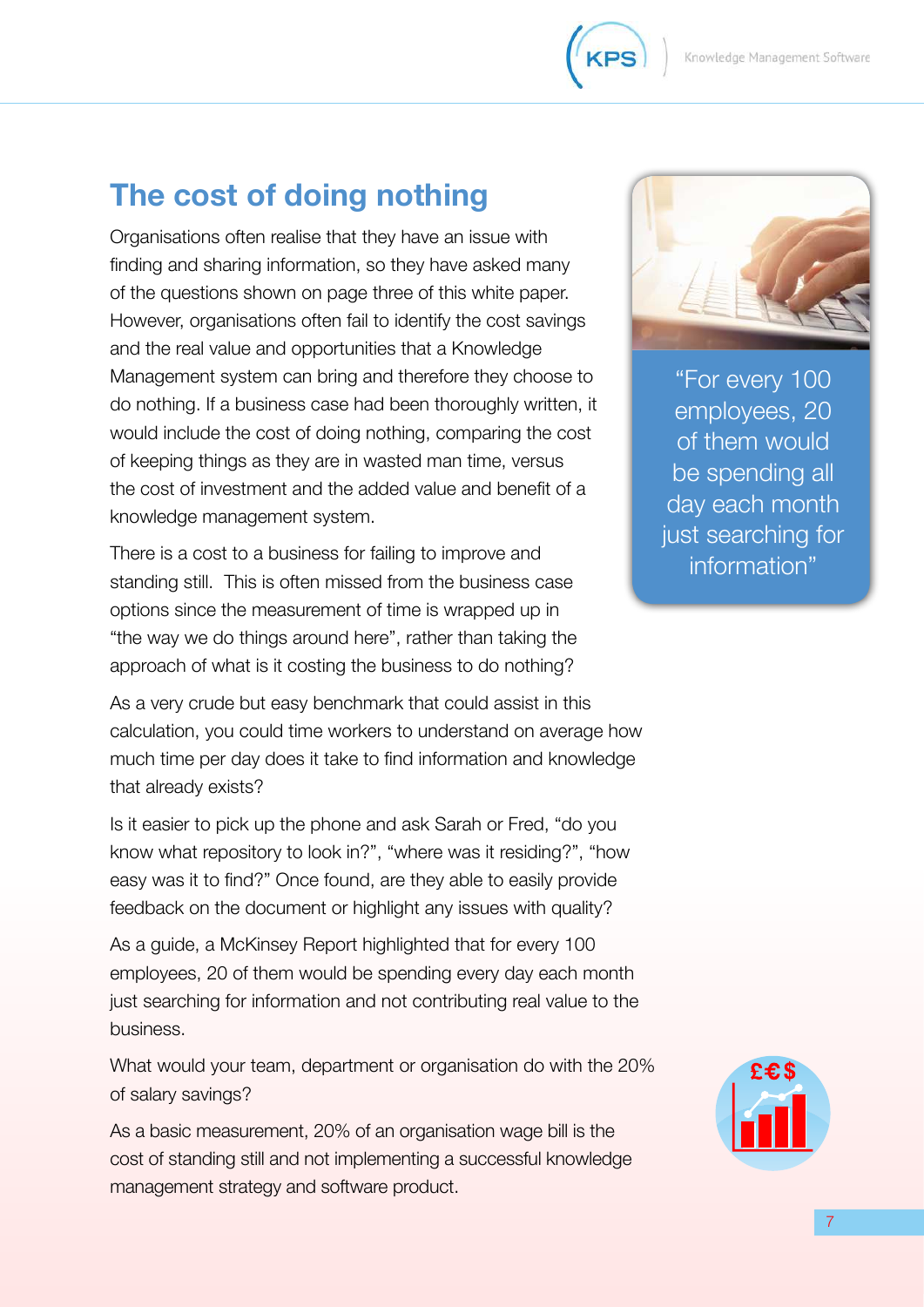## The cost of doing nothing

Organisations often realise that they have an issue with finding and sharing information, so they have asked many of the questions shown on page three of this white paper. However, organisations often fail to identify the cost savings and the real value and opportunities that a Knowledge Management system can bring and therefore they choose to do nothing. If a business case had been thoroughly written, it would include the cost of doing nothing, comparing the cost of keeping things as they are in wasted man time, versus the cost of investment and the added value and benefit of a knowledge management system.

There is a cost to a business for failing to improve and standing still. This is often missed from the business case options since the measurement of time is wrapped up in "the way we do things around here", rather than taking the approach of what is it costing the business to do nothing?

> "For every 100 employees, 20 of them would be spending all day each month just searching for information"

As a very crude but easy benchmark that could assist in this calculation, you could time workers to understand on average how much time per day does it take to find information and knowledge that already exists?

Is it easier to pick up the phone and ask Sarah or Fred, "do you know what repository to look in?", "where was it residing?", "how easy was it to find?" Once found, are they able to easily provide feedback on the document or highlight any issues with quality?

As a guide, a McKinsey Report highlighted that for every 100 employees, 20 of them would be spending every day each month just searching for information and not contributing real value to the business.

What would your team, department or organisation do with the 20% of salary savings?

As a basic measurement, 20% of an organisation wage bill is the cost of standing still and not implementing a successful knowledge management strategy and software product.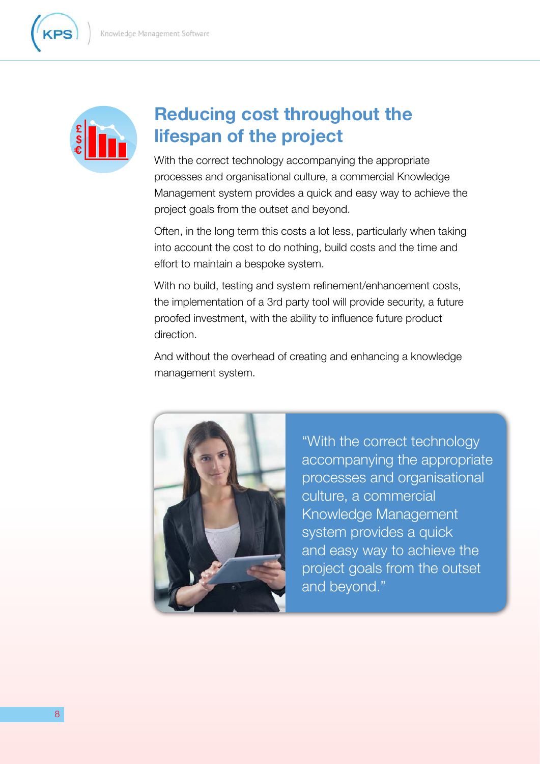## Reducing cost throughout the lifespan of the project

With the correct technology accompanying the appropriate processes and organisational culture, a commercial Knowledge Management system provides a quick and easy way to achieve the project goals from the outset and beyond.

Often, in the long term this costs a lot less, particularly when taking into account the cost to do nothing, build costs and the time and effort to maintain a bespoke system.

With no build, testing and system refinement/enhancement costs, the implementation of a 3rd party tool will provide security, a future proofed investment, with the ability to influence future product direction.

And without the overhead of creating and enhancing a knowledge management system.

"With the correct technology accompanying the appropriate processes and organisational culture, a commercial Knowledge Management system provides a quick and easy way to achieve the project goals from the outset and beyond."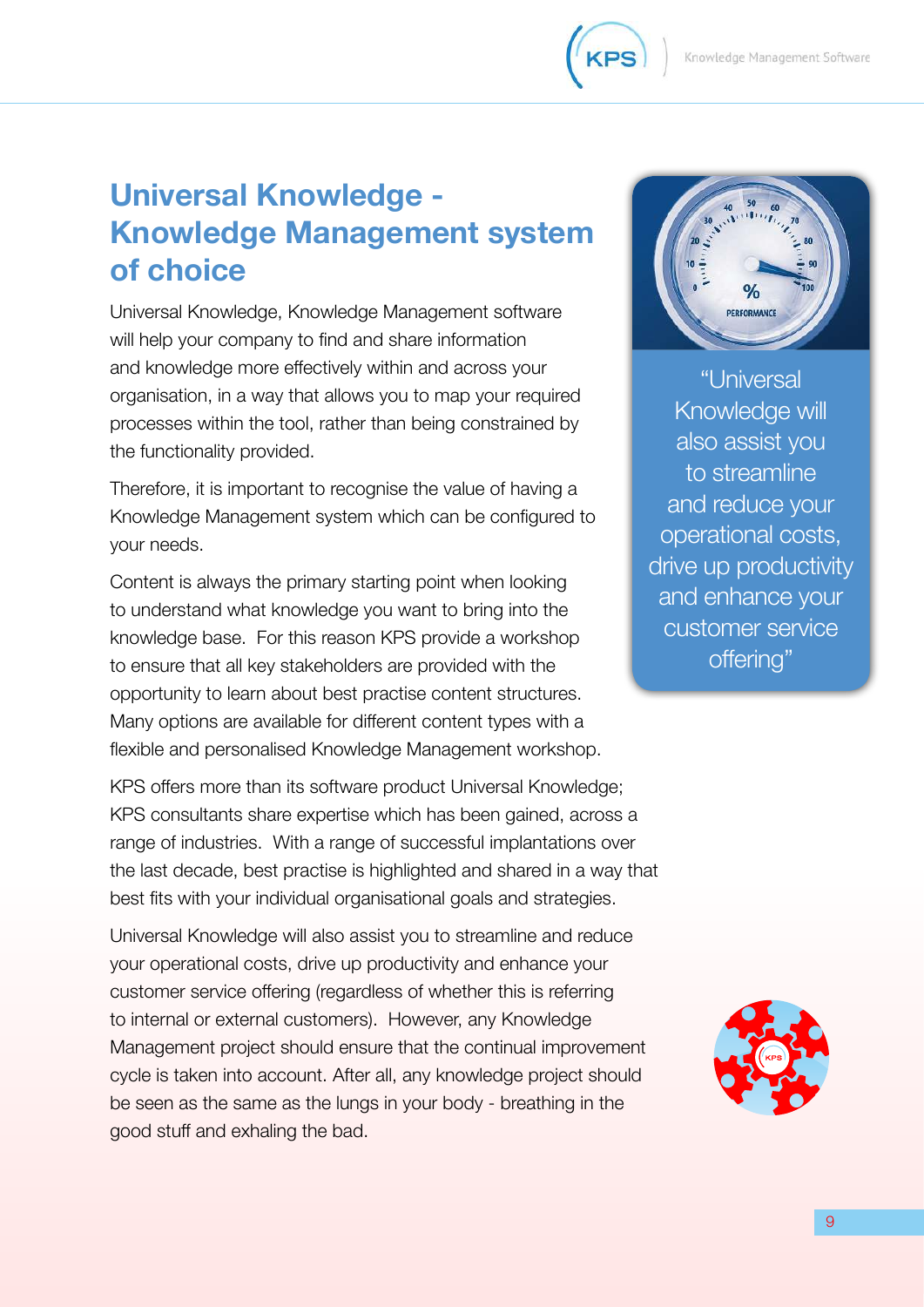# Universal Knowledge - Knowledge Management system of choice

Universal Knowledge, Knowledge Management software will help your company to find and share information and knowledge more effectively within and across your organisation, in a way that allows you to map your required processes within the tool, rather than being constrained by the functionality provided.

Therefore, it is important to recognise the value of having a Knowledge Management system which can be configured to your needs.

Content is always the primary starting point when looking to understand what knowledge you want to bring into the knowledge base. For this reason KPS provide a workshop to ensure that all key stakeholders are provided with the opportunity to learn about best practise content structures. Many options are available for different content types with a flexible and personalised Knowledge Management workshop.

KPS offers more than its software product Universal Knowledge; KPS consultants share expertise which has been gained, across a range of industries. With a range of successful implantations over the last decade, best practise is highlighted and shared in a way that best fits with your individual organisational goals and strategies.

Universal Knowledge will also assist you to streamline and reduce your operational costs, drive up productivity and enhance your customer service offering (regardless of whether this is referring to internal or external customers). However, any Knowledge Management project should ensure that the continual improvement cycle is taken into account. After all, any knowledge project should be seen as the same as the lungs in your body - breathing in the good stuff and exhaling the bad.

"Universal Knowledge will also assist you to streamline and reduce your operational costs, drive up productivity and enhance your customer service offering"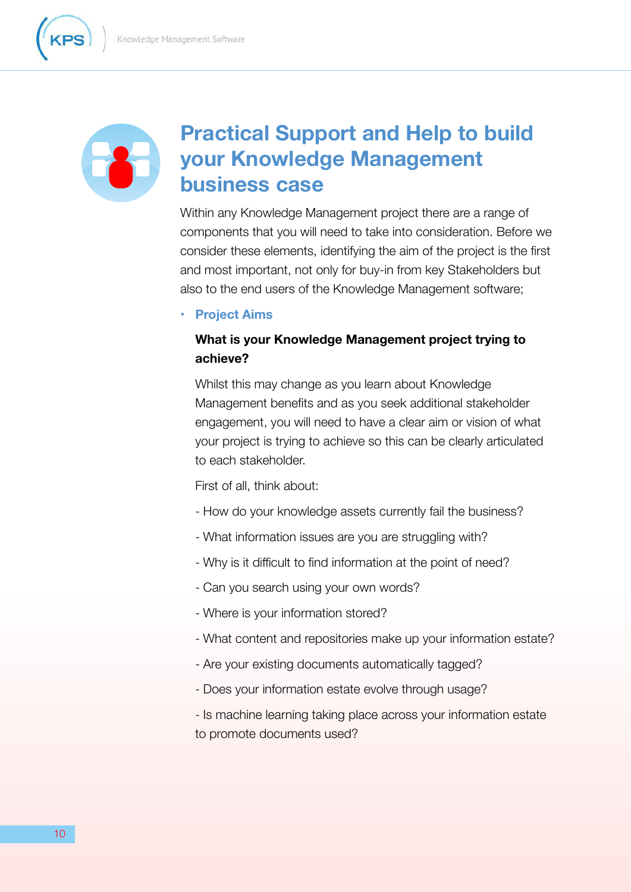# Practical Support and Help to build your Knowledge Management business case

Within any Knowledge Management project there are a range of components that you will need to take into consideration. Before we consider these elements, identifying the aim of the project is the first and most important, not only for buy-in from key Stakeholders but also to the end users of the Knowledge Management software;

- **Project Aims**

  **What is your Knowledge Management project trying to achieve?**

  Whilst this may change as you learn about Knowledge Management benefits and as you seek additional stakeholder engagement, you will need to have a clear aim or vision of what your project is trying to achieve so this can be clearly articulated to each stakeholder.

  First of all, think about:

  - How do your knowledge assets currently fail the business?

  - What information issues are you are struggling with?

  - Why is it difficult to find information at the point of need?

  - Can you search using your own words?

  - Where is your information stored?

  - What content and repositories make up your information estate?

  - Are your existing documents automatically tagged?

  - Does your information estate evolve through usage?

  - Is machine learning taking place across your information estate to promote documents used?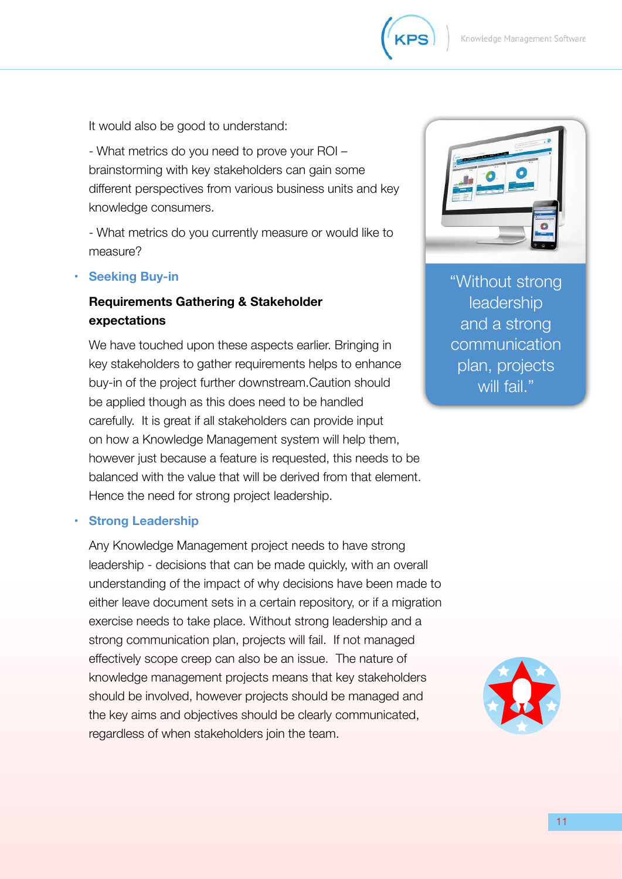It would also be good to understand:

- What metrics do you need to prove your ROI – brainstorming with key stakeholders can gain some different perspectives from various business units and key knowledge consumers.

- What metrics do you currently measure or would like to measure?

- **Seeking Buy-in**

**Requirements Gathering & Stakeholder expectations**

We have touched upon these aspects earlier. Bringing in key stakeholders to gather requirements helps to enhance buy-in of the project further downstream.Caution should be applied though as this does need to be handled carefully. It is great if all stakeholders can provide input on how a Knowledge Management system will help them, however just because a feature is requested, this needs to be balanced with the value that will be derived from that element. Hence the need for strong project leadership.

- **Strong Leadership**

Any Knowledge Management project needs to have strong leadership - decisions that can be made quickly, with an overall understanding of the impact of why decisions have been made to either leave document sets in a certain repository, or if a migration exercise needs to take place. Without strong leadership and a strong communication plan, projects will fail. If not managed effectively scope creep can also be an issue. The nature of knowledge management projects means that key stakeholders should be involved, however projects should be managed and the key aims and objectives should be clearly communicated, regardless of when stakeholders join the team.

"Without strong leadership and a strong communication plan, projects will fail."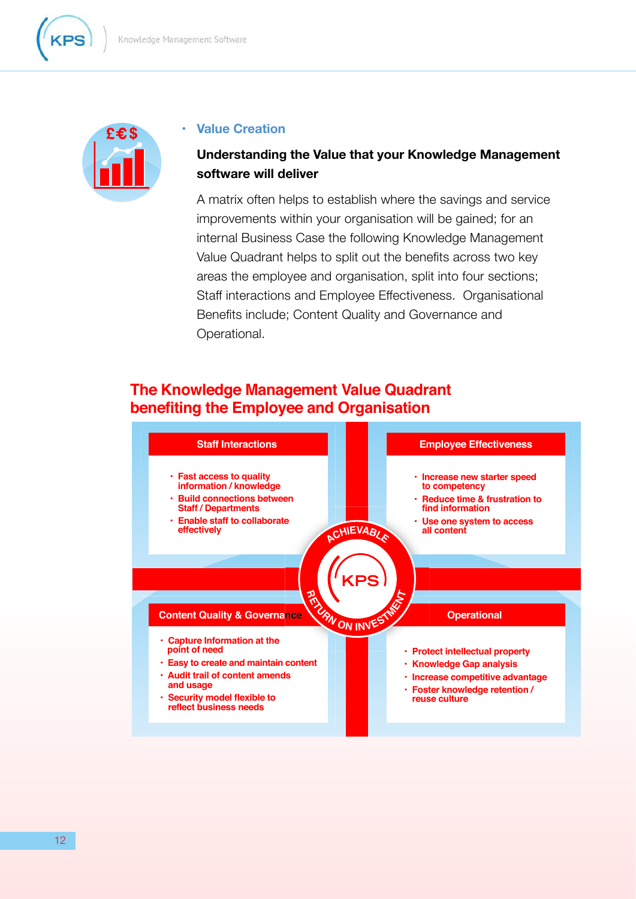## Value Creation

**Understanding the Value that your Knowledge Management software will deliver**

A matrix often helps to establish where the savings and service improvements within your organisation will be gained; for an internal Business Case the following Knowledge Management Value Quadrant helps to split out the benefits across two key areas the employee and organisation, split into four sections; Staff interactions and Employee Effectiveness. Organisational Benefits include; Content Quality and Governance and Operational.

## The Knowledge Management Value Quadrant benefiting the Employee and Organisation

### Staff Interactions

- Fast access to quality information / knowledge
- Build connections between Staff / Departments
- Enable staff to collaborate effectively

### Employee Effectiveness

- Increase new starter speed to competency
- Reduce time & frustration to find information
- Use one system to access all content

### Content Quality & Governance

- Capture Information at the point of need
- Easy to create and maintain content
- Audit trail of content amends and usage
- Security model flexible to reflect business needs

### Operational

- Protect intellectual property
- Knowledge Gap analysis
- Increase competitive advantage
- Foster knowledge retention / reuse culture

ACHIEVABLE — KPS — RETURN ON INVESTMENT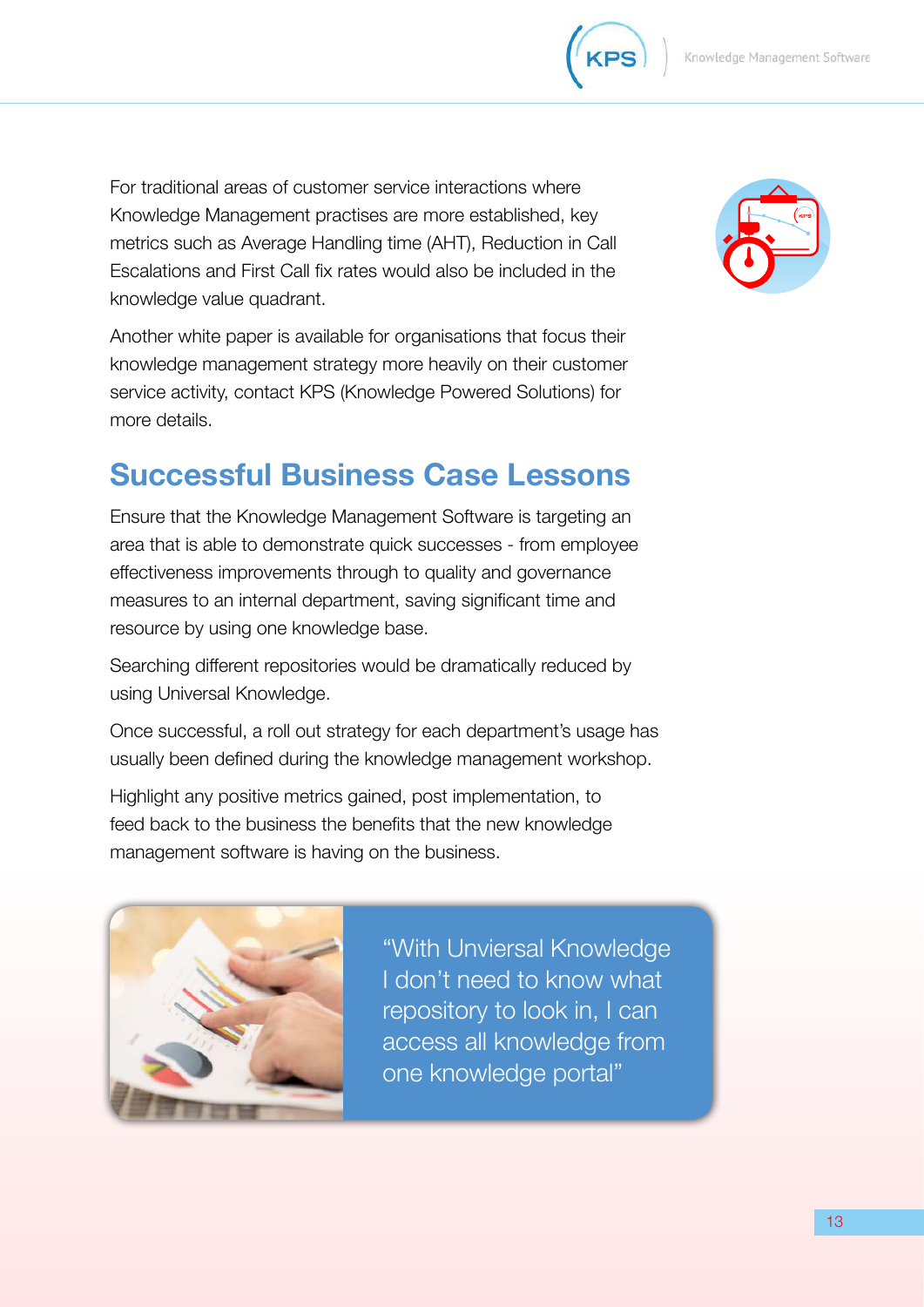For traditional areas of customer service interactions where Knowledge Management practises are more established, key metrics such as Average Handling time (AHT), Reduction in Call Escalations and First Call fix rates would also be included in the knowledge value quadrant.

Another white paper is available for organisations that focus their knowledge management strategy more heavily on their customer service activity, contact KPS (Knowledge Powered Solutions) for more details.

## Successful Business Case Lessons

Ensure that the Knowledge Management Software is targeting an area that is able to demonstrate quick successes - from employee effectiveness improvements through to quality and governance measures to an internal department, saving significant time and resource by using one knowledge base.

Searching different repositories would be dramatically reduced by using Universal Knowledge.

Once successful, a roll out strategy for each department's usage has usually been defined during the knowledge management workshop.

Highlight any positive metrics gained, post implementation, to feed back to the business the benefits that the new knowledge management software is having on the business.

"With Unviersal Knowledge I don't need to know what repository to look in, I can access all knowledge from one knowledge portal"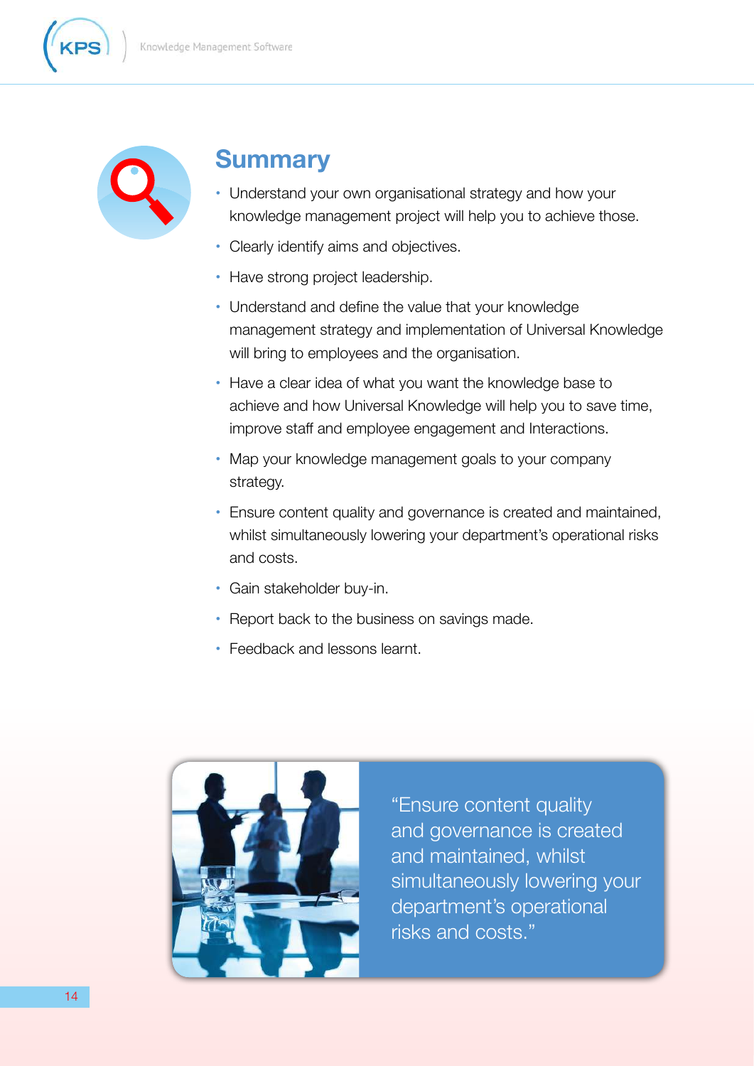## Summary

- Understand your own organisational strategy and how your knowledge management project will help you to achieve those.
- Clearly identify aims and objectives.
- Have strong project leadership.
- Understand and define the value that your knowledge management strategy and implementation of Universal Knowledge will bring to employees and the organisation.
- Have a clear idea of what you want the knowledge base to achieve and how Universal Knowledge will help you to save time, improve staff and employee engagement and Interactions.
- Map your knowledge management goals to your company strategy.
- Ensure content quality and governance is created and maintained, whilst simultaneously lowering your department's operational risks and costs.
- Gain stakeholder buy-in.
- Report back to the business on savings made.
- Feedback and lessons learnt.

"Ensure content quality and governance is created and maintained, whilst simultaneously lowering your department's operational risks and costs."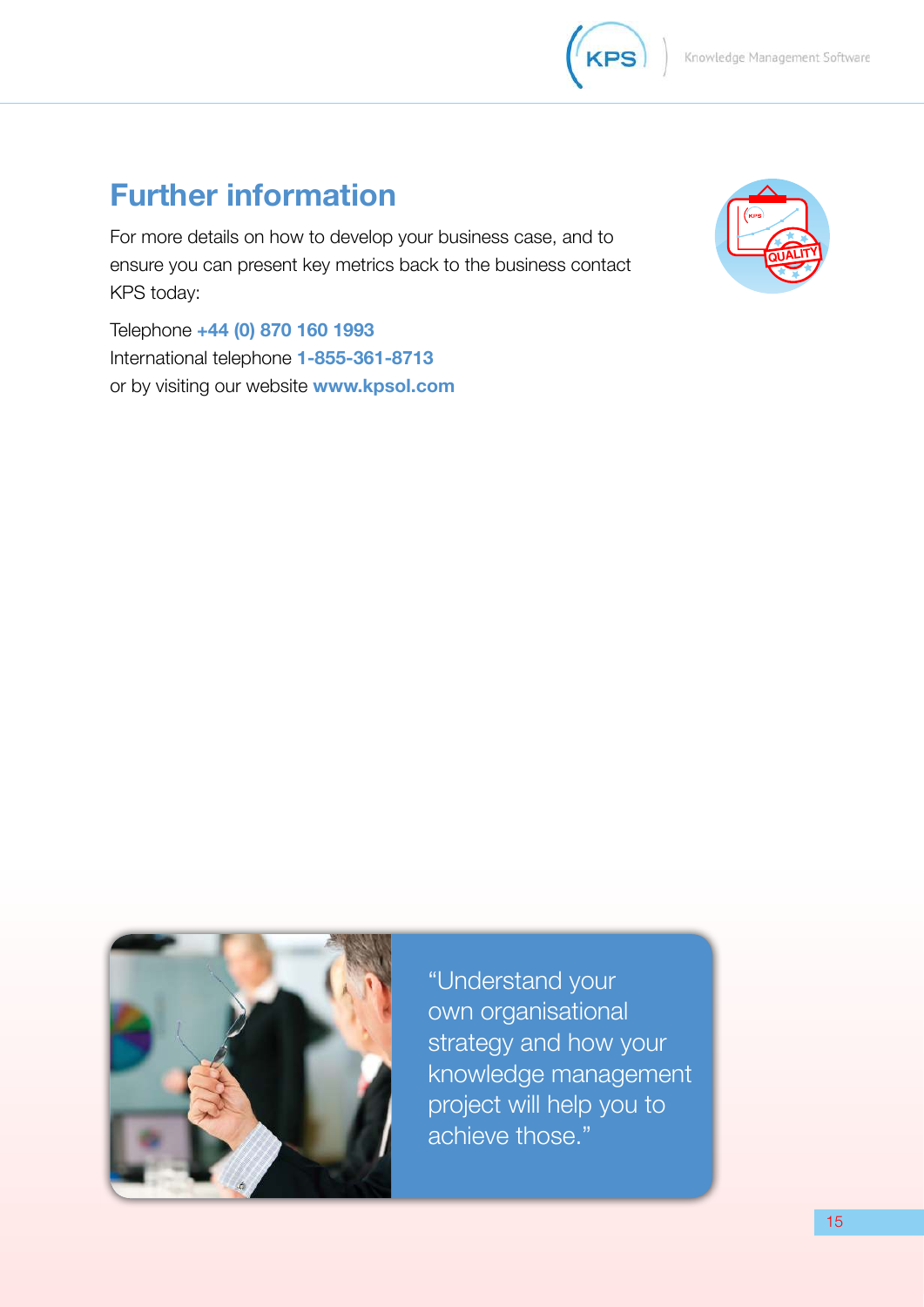## Further information

For more details on how to develop your business case, and to ensure you can present key metrics back to the business contact KPS today:

Telephone **+44 (0) 870 160 1993**
International telephone **1-855-361-8713**
or by visiting our website **www.kpsol.com**

"Understand your own organisational strategy and how your knowledge management project will help you to achieve those."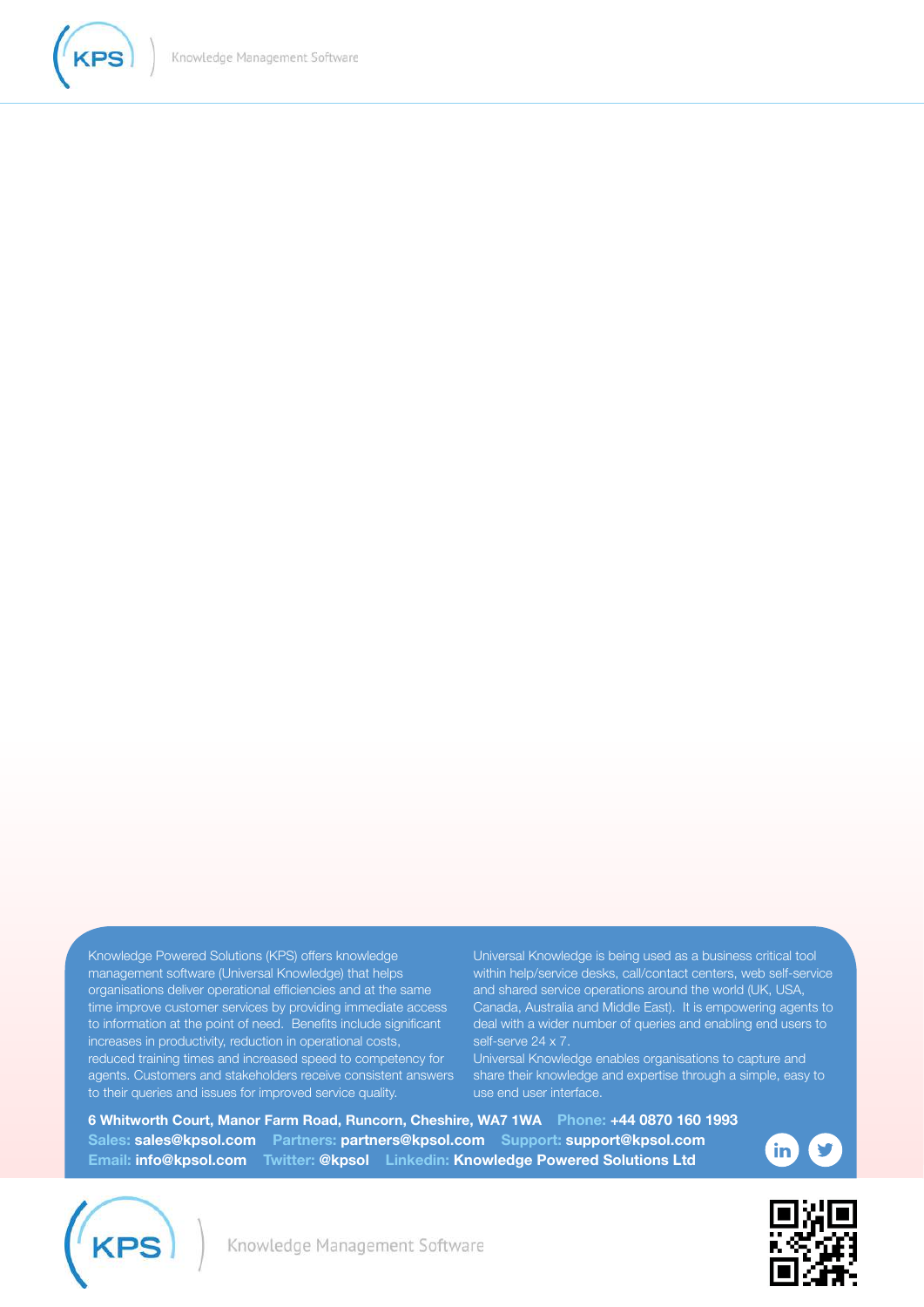Knowledge Powered Solutions (KPS) offers knowledge management software (Universal Knowledge) that helps organisations deliver operational efficiencies and at the same time improve customer services by providing immediate access to information at the point of need. Benefits include significant increases in productivity, reduction in operational costs, reduced training times and increased speed to competency for agents. Customers and stakeholders receive consistent answers to their queries and issues for improved service quality.

Universal Knowledge is being used as a business critical tool within help/service desks, call/contact centers, web self-service and shared service operations around the world (UK, USA, Canada, Australia and Middle East). It is empowering agents to deal with a wider number of queries and enabling end users to self-serve 24 x 7.

Universal Knowledge enables organisations to capture and share their knowledge and expertise through a simple, easy to use end user interface.

**6 Whitworth Court, Manor Farm Road, Runcorn, Cheshire, WA7 1WA** Phone: **+44 0870 160 1993**
Sales: **sales@kpsol.com** Partners: **partners@kpsol.com** Support: **support@kpsol.com**
Email: **info@kpsol.com** Twitter: **@kpsol** Linkedin: **Knowledge Powered Solutions Ltd**

KPS Knowledge Management Software